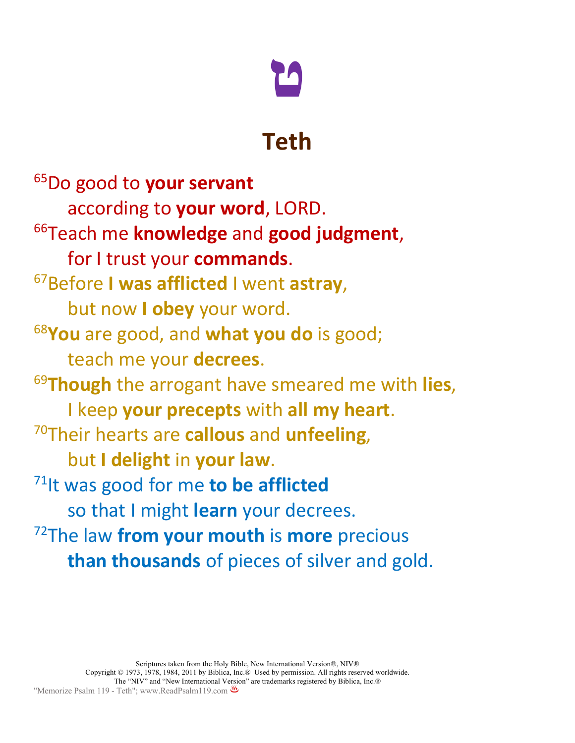# ט

## Teth

[65]Do good to **your servant**
according to **your word**, LORD.
[66]Teach me **knowledge** and **good judgment**,
for I trust your **commands**.
[67]Before **I was afflicted** I went **astray**,
but now **I obey** your word.
[68]**You** are good, and **what you do** is good;
teach me your **decrees**.
[69]**Though** the arrogant have smeared me with **lies**,
I keep **your precepts** with **all my heart**.
[70]Their hearts are **callous** and **unfeeling**,
but **I delight** in **your law**.
[71]It was good for me **to be afflicted**
so that I might **learn** your decrees.
[72]The law **from your mouth** is **more** precious
**than thousands** of pieces of silver and gold.

Scriptures taken from the Holy Bible, New International Version®, NIV®
Copyright © 1973, 1978, 1984, 2011 by Biblica, Inc.® Used by permission. All rights reserved worldwide.
The "NIV" and "New International Version" are trademarks registered by Biblica, Inc.®
"Memorize Psalm 119 - Teth"; www.ReadPsalm119.com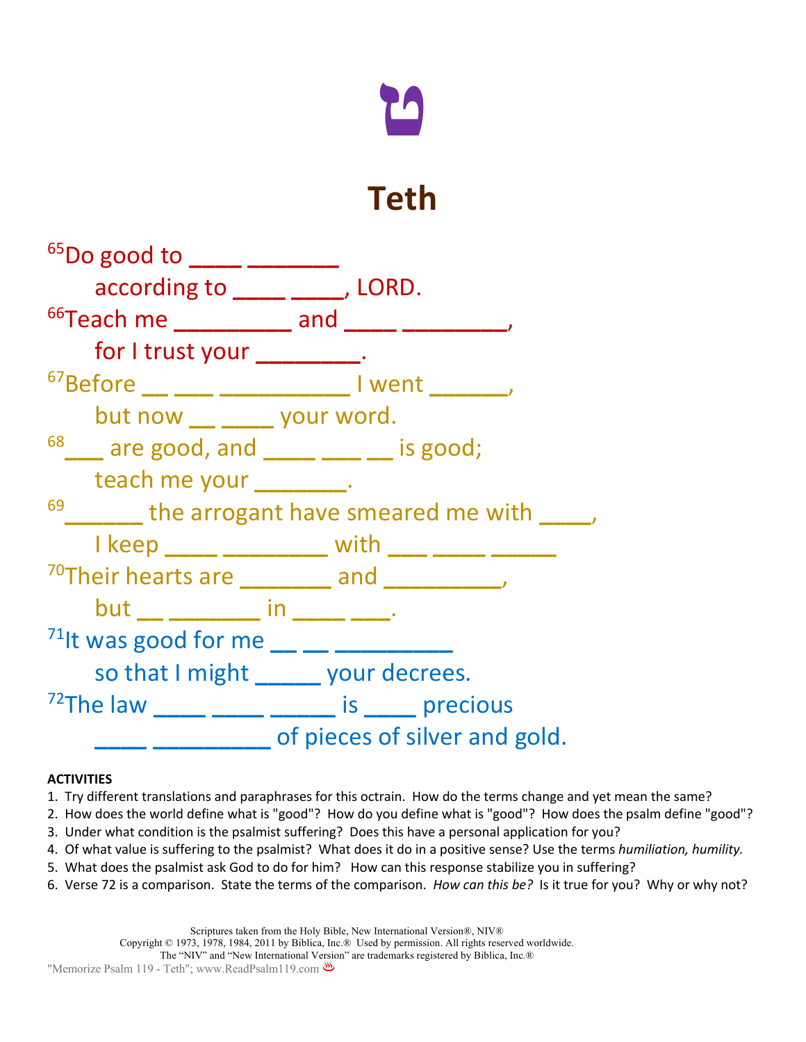# ט

# Teth

65Do good to ____ ________
  according to ____ ____, LORD.
66Teach me _________ and ____ ________,
  for I trust your ________.
67Before __ ___ __________ I went ______,
  but now __ ____ your word.
68___ are good, and ____ ___ __ is good;
  teach me your _______.
69______ the arrogant have smeared me with ____,
  I keep ____ ________ with ___ ____ _____
70Their hearts are _______ and _________,
  but __ _______ in ____ ___.
71It was good for me __ __ _________
  so that I might _____ your decrees.
72The law ____ ____ _____ is ____ precious
  ____ _________ of pieces of silver and gold.

**ACTIVITIES**

1. Try different translations and paraphrases for this octrain. How do the terms change and yet mean the same?
2. How does the world define what is "good"? How do you define what is "good"? How does the psalm define "good"?
3. Under what condition is the psalmist suffering? Does this have a personal application for you?
4. Of what value is suffering to the psalmist? What does it do in a positive sense? Use the terms *humiliation, humility.*
5. What does the psalmist ask God to do for him? How can this response stabilize you in suffering?
6. Verse 72 is a comparison. State the terms of the comparison. *How can this be?* Is it true for you? Why or why not?

Scriptures taken from the Holy Bible, New International Version®, NIV®
Copyright © 1973, 1978, 1984, 2011 by Biblica, Inc.® Used by permission. All rights reserved worldwide.
The "NIV" and "New International Version" are trademarks registered by Biblica, Inc.®

"Memorize Psalm 119 - Teth"; www.ReadPsalm119.com